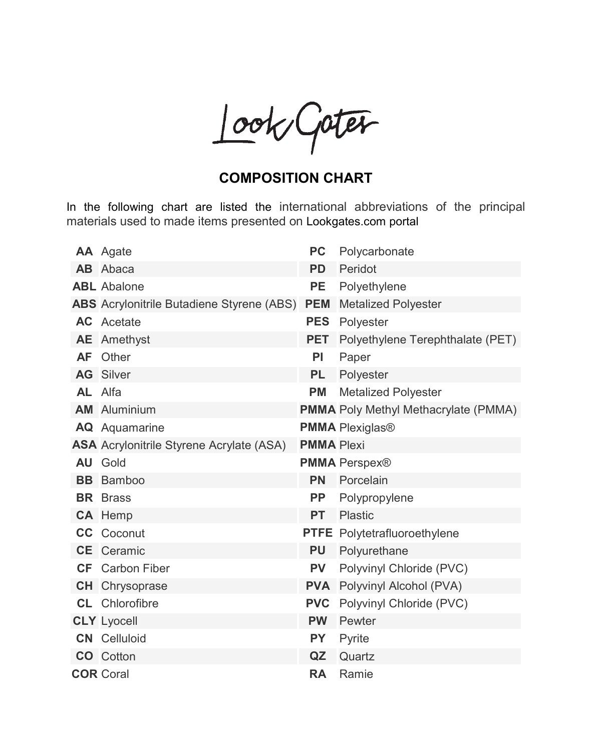LookGates

## COMPOSITION CHART

In the following chart are listed the international abbreviations of the principal materials used to made items presented on Lookgates.com portal

| | | | |
|---|---|---|---|
| **AA** | Agate | **PC** | Polycarbonate |
| **AB** | Abaca | **PD** | Peridot |
| **ABL** | Abalone | **PE** | Polyethylene |
| **ABS** | Acrylonitrile Butadiene Styrene (ABS) | **PEM** | Metalized Polyester |
| **AC** | Acetate | **PES** | Polyester |
| **AE** | Amethyst | **PET** | Polyethylene Terephthalate (PET) |
| **AF** | Other | **PI** | Paper |
| **AG** | Silver | **PL** | Polyester |
| **AL** | Alfa | **PM** | Metalized Polyester |
| **AM** | Aluminium | **PMMA** | Poly Methyl Methacrylate (PMMA) |
| **AQ** | Aquamarine | **PMMA** | Plexiglas® |
| **ASA** | Acrylonitrile Styrene Acrylate (ASA) | **PMMA** | Plexi |
| **AU** | Gold | **PMMA** | Perspex® |
| **BB** | Bamboo | **PN** | Porcelain |
| **BR** | Brass | **PP** | Polypropylene |
| **CA** | Hemp | **PT** | Plastic |
| **CC** | Coconut | **PTFE** | Polytetrafluoroethylene |
| **CE** | Ceramic | **PU** | Polyurethane |
| **CF** | Carbon Fiber | **PV** | Polyvinyl Chloride (PVC) |
| **CH** | Chrysoprase | **PVA** | Polyvinyl Alcohol (PVA) |
| **CL** | Chlorofibre | **PVC** | Polyvinyl Chloride (PVC) |
| **CLY** | Lyocell | **PW** | Pewter |
| **CN** | Celluloid | **PY** | Pyrite |
| **CO** | Cotton | **QZ** | Quartz |
| **COR** | Coral | **RA** | Ramie |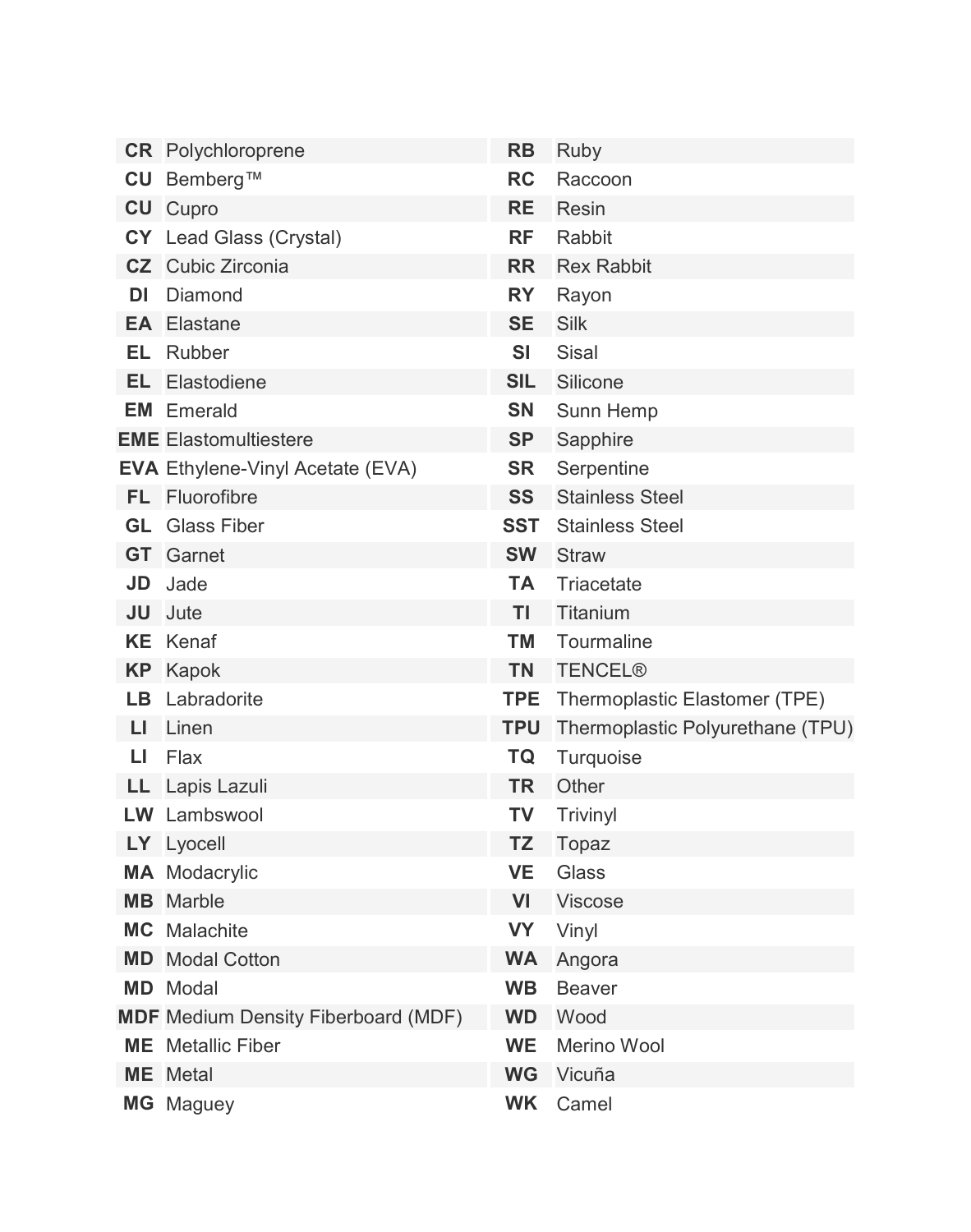| | | | |
|---|---|---|---|
| **CR** | Polychloroprene | **RB** | Ruby |
| **CU** | Bemberg™ | **RC** | Raccoon |
| **CU** | Cupro | **RE** | Resin |
| **CY** | Lead Glass (Crystal) | **RF** | Rabbit |
| **CZ** | Cubic Zirconia | **RR** | Rex Rabbit |
| **DI** | Diamond | **RY** | Rayon |
| **EA** | Elastane | **SE** | Silk |
| **EL** | Rubber | **SI** | Sisal |
| **EL** | Elastodiene | **SIL** | Silicone |
| **EM** | Emerald | **SN** | Sunn Hemp |
| **EME** | Elastomultiestere | **SP** | Sapphire |
| **EVA** | Ethylene-Vinyl Acetate (EVA) | **SR** | Serpentine |
| **FL** | Fluorofibre | **SS** | Stainless Steel |
| **GL** | Glass Fiber | **SST** | Stainless Steel |
| **GT** | Garnet | **SW** | Straw |
| **JD** | Jade | **TA** | Triacetate |
| **JU** | Jute | **TI** | Titanium |
| **KE** | Kenaf | **TM** | Tourmaline |
| **KP** | Kapok | **TN** | TENCEL® |
| **LB** | Labradorite | **TPE** | Thermoplastic Elastomer (TPE) |
| **LI** | Linen | **TPU** | Thermoplastic Polyurethane (TPU) |
| **LI** | Flax | **TQ** | Turquoise |
| **LL** | Lapis Lazuli | **TR** | Other |
| **LW** | Lambswool | **TV** | Trivinyl |
| **LY** | Lyocell | **TZ** | Topaz |
| **MA** | Modacrylic | **VE** | Glass |
| **MB** | Marble | **VI** | Viscose |
| **MC** | Malachite | **VY** | Vinyl |
| **MD** | Modal Cotton | **WA** | Angora |
| **MD** | Modal | **WB** | Beaver |
| **MDF** | Medium Density Fiberboard (MDF) | **WD** | Wood |
| **ME** | Metallic Fiber | **WE** | Merino Wool |
| **ME** | Metal | **WG** | Vicuña |
| **MG** | Maguey | **WK** | Camel |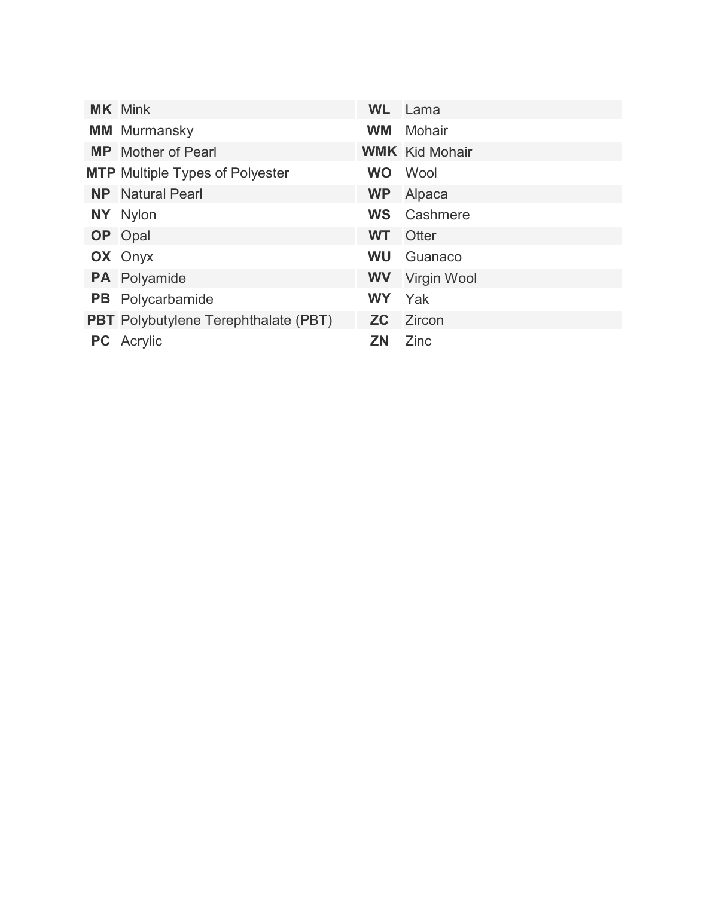| | | | |
|---|---|---|---|
| **MK** | Mink | **WL** | Lama |
| **MM** | Murmansky | **WM** | Mohair |
| **MP** | Mother of Pearl | **WMK** | Kid Mohair |
| **MTP** | Multiple Types of Polyester | **WO** | Wool |
| **NP** | Natural Pearl | **WP** | Alpaca |
| **NY** | Nylon | **WS** | Cashmere |
| **OP** | Opal | **WT** | Otter |
| **OX** | Onyx | **WU** | Guanaco |
| **PA** | Polyamide | **WV** | Virgin Wool |
| **PB** | Polycarbamide | **WY** | Yak |
| **PBT** | Polybutylene Terephthalate (PBT) | **ZC** | Zircon |
| **PC** | Acrylic | **ZN** | Zinc |